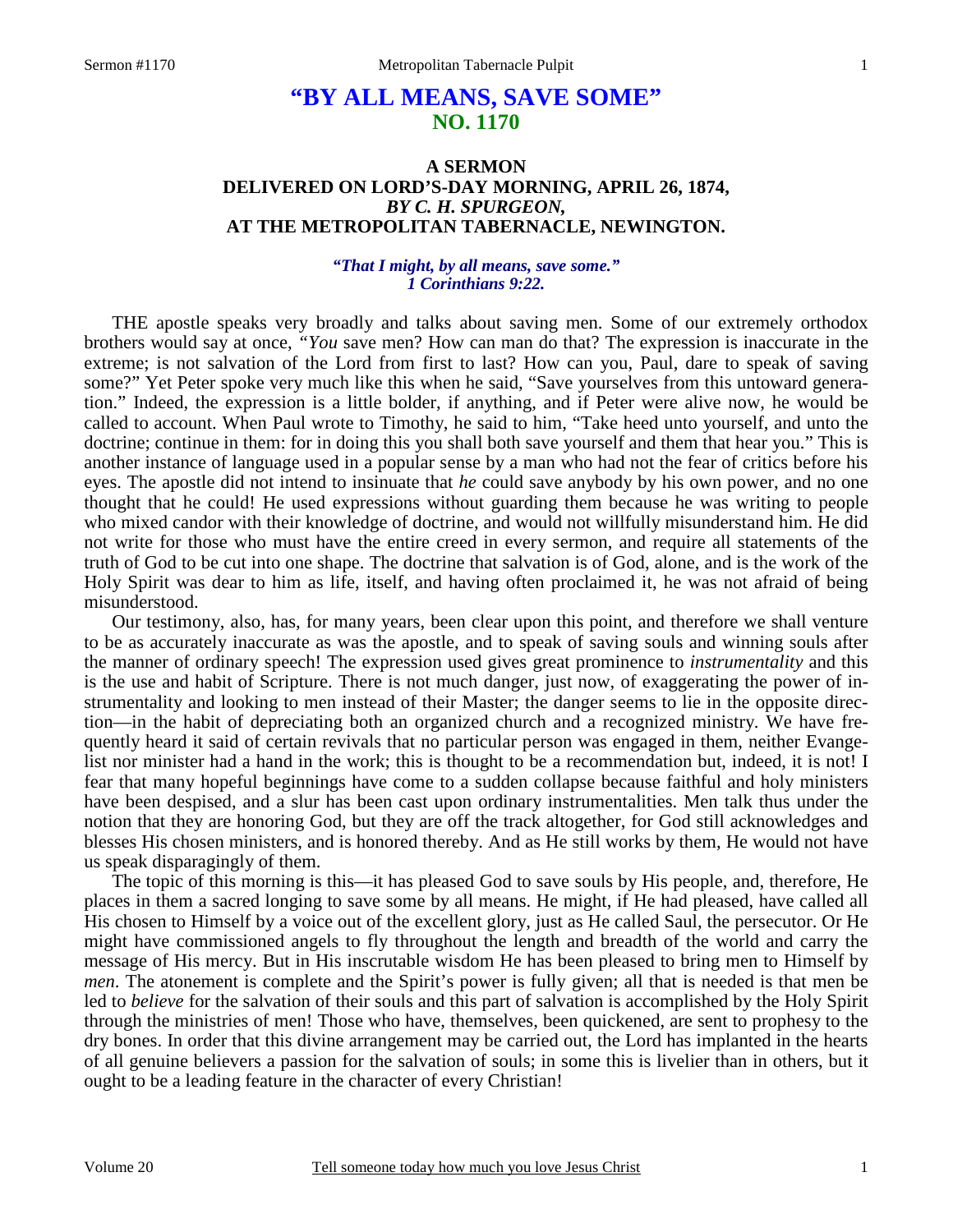# "BY ALL MEANS, SAVE SOME"
## NO. 1170

### A SERMON
### DELIVERED ON LORD'S-DAY MORNING, APRIL 26, 1874,
### *BY C. H. SPURGEON,*
### AT THE METROPOLITAN TABERNACLE, NEWINGTON.

***"That I might, by all means, save some."***
***1 Corinthians 9:22.***

THE apostle speaks very broadly and talks about saving men. Some of our extremely orthodox brothers would say at once, *"You* save men? How can man do that? The expression is inaccurate in the extreme; is not salvation of the Lord from first to last? How can you, Paul, dare to speak of saving some?" Yet Peter spoke very much like this when he said, "Save yourselves from this untoward generation." Indeed, the expression is a little bolder, if anything, and if Peter were alive now, he would be called to account. When Paul wrote to Timothy, he said to him, "Take heed unto yourself, and unto the doctrine; continue in them: for in doing this you shall both save yourself and them that hear you." This is another instance of language used in a popular sense by a man who had not the fear of critics before his eyes. The apostle did not intend to insinuate that *he* could save anybody by his own power, and no one thought that he could! He used expressions without guarding them because he was writing to people who mixed candor with their knowledge of doctrine, and would not willfully misunderstand him. He did not write for those who must have the entire creed in every sermon, and require all statements of the truth of God to be cut into one shape. The doctrine that salvation is of God, alone, and is the work of the Holy Spirit was dear to him as life, itself, and having often proclaimed it, he was not afraid of being misunderstood.

Our testimony, also, has, for many years, been clear upon this point, and therefore we shall venture to be as accurately inaccurate as was the apostle, and to speak of saving souls and winning souls after the manner of ordinary speech! The expression used gives great prominence to *instrumentality* and this is the use and habit of Scripture. There is not much danger, just now, of exaggerating the power of instrumentality and looking to men instead of their Master; the danger seems to lie in the opposite direction—in the habit of depreciating both an organized church and a recognized ministry. We have frequently heard it said of certain revivals that no particular person was engaged in them, neither Evangelist nor minister had a hand in the work; this is thought to be a recommendation but, indeed, it is not! I fear that many hopeful beginnings have come to a sudden collapse because faithful and holy ministers have been despised, and a slur has been cast upon ordinary instrumentalities. Men talk thus under the notion that they are honoring God, but they are off the track altogether, for God still acknowledges and blesses His chosen ministers, and is honored thereby. And as He still works by them, He would not have us speak disparagingly of them.

The topic of this morning is this—it has pleased God to save souls by His people, and, therefore, He places in them a sacred longing to save some by all means. He might, if He had pleased, have called all His chosen to Himself by a voice out of the excellent glory, just as He called Saul, the persecutor. Or He might have commissioned angels to fly throughout the length and breadth of the world and carry the message of His mercy. But in His inscrutable wisdom He has been pleased to bring men to Himself by *men*. The atonement is complete and the Spirit's power is fully given; all that is needed is that men be led to *believe* for the salvation of their souls and this part of salvation is accomplished by the Holy Spirit through the ministries of men! Those who have, themselves, been quickened, are sent to prophesy to the dry bones. In order that this divine arrangement may be carried out, the Lord has implanted in the hearts of all genuine believers a passion for the salvation of souls; in some this is livelier than in others, but it ought to be a leading feature in the character of every Christian!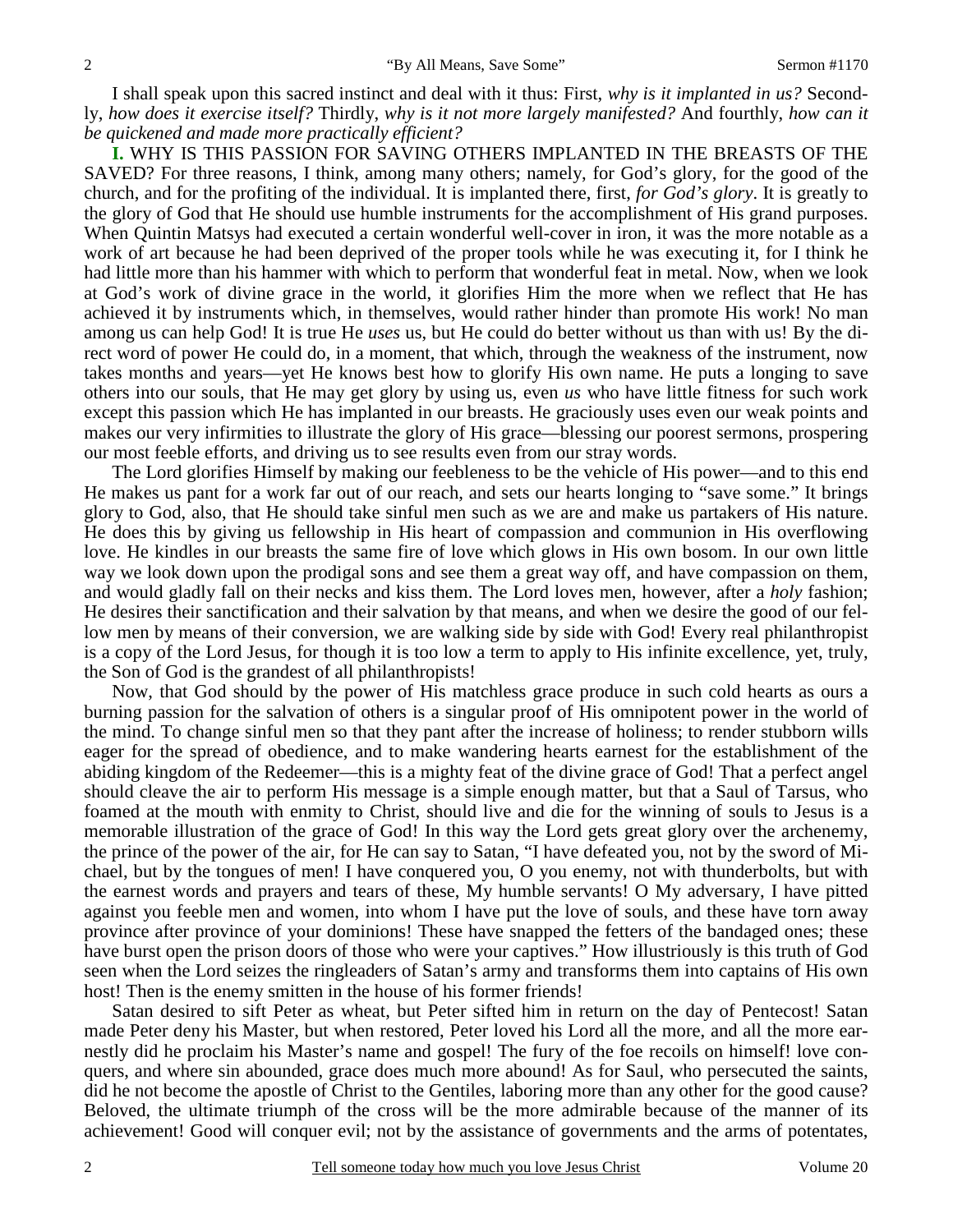I shall speak upon this sacred instinct and deal with it thus: First, *why is it implanted in us?* Secondly, *how does it exercise itself?* Thirdly, *why is it not more largely manifested?* And fourthly, *how can it be quickened and made more practically efficient?*

**I.** WHY IS THIS PASSION FOR SAVING OTHERS IMPLANTED IN THE BREASTS OF THE SAVED? For three reasons, I think, among many others; namely, for God's glory, for the good of the church, and for the profiting of the individual. It is implanted there, first, *for God's glory*. It is greatly to the glory of God that He should use humble instruments for the accomplishment of His grand purposes. When Quintin Matsys had executed a certain wonderful well-cover in iron, it was the more notable as a work of art because he had been deprived of the proper tools while he was executing it, for I think he had little more than his hammer with which to perform that wonderful feat in metal. Now, when we look at God's work of divine grace in the world, it glorifies Him the more when we reflect that He has achieved it by instruments which, in themselves, would rather hinder than promote His work! No man among us can help God! It is true He *uses* us, but He could do better without us than with us! By the direct word of power He could do, in a moment, that which, through the weakness of the instrument, now takes months and years—yet He knows best how to glorify His own name. He puts a longing to save others into our souls, that He may get glory by using us, even *us* who have little fitness for such work except this passion which He has implanted in our breasts. He graciously uses even our weak points and makes our very infirmities to illustrate the glory of His grace—blessing our poorest sermons, prospering our most feeble efforts, and driving us to see results even from our stray words.

The Lord glorifies Himself by making our feebleness to be the vehicle of His power—and to this end He makes us pant for a work far out of our reach, and sets our hearts longing to "save some." It brings glory to God, also, that He should take sinful men such as we are and make us partakers of His nature. He does this by giving us fellowship in His heart of compassion and communion in His overflowing love. He kindles in our breasts the same fire of love which glows in His own bosom. In our own little way we look down upon the prodigal sons and see them a great way off, and have compassion on them, and would gladly fall on their necks and kiss them. The Lord loves men, however, after a *holy* fashion; He desires their sanctification and their salvation by that means, and when we desire the good of our fellow men by means of their conversion, we are walking side by side with God! Every real philanthropist is a copy of the Lord Jesus, for though it is too low a term to apply to His infinite excellence, yet, truly, the Son of God is the grandest of all philanthropists!

Now, that God should by the power of His matchless grace produce in such cold hearts as ours a burning passion for the salvation of others is a singular proof of His omnipotent power in the world of the mind. To change sinful men so that they pant after the increase of holiness; to render stubborn wills eager for the spread of obedience, and to make wandering hearts earnest for the establishment of the abiding kingdom of the Redeemer—this is a mighty feat of the divine grace of God! That a perfect angel should cleave the air to perform His message is a simple enough matter, but that a Saul of Tarsus, who foamed at the mouth with enmity to Christ, should live and die for the winning of souls to Jesus is a memorable illustration of the grace of God! In this way the Lord gets great glory over the archenemy, the prince of the power of the air, for He can say to Satan, "I have defeated you, not by the sword of Michael, but by the tongues of men! I have conquered you, O you enemy, not with thunderbolts, but with the earnest words and prayers and tears of these, My humble servants! O My adversary, I have pitted against you feeble men and women, into whom I have put the love of souls, and these have torn away province after province of your dominions! These have snapped the fetters of the bandaged ones; these have burst open the prison doors of those who were your captives." How illustriously is this truth of God seen when the Lord seizes the ringleaders of Satan's army and transforms them into captains of His own host! Then is the enemy smitten in the house of his former friends!

Satan desired to sift Peter as wheat, but Peter sifted him in return on the day of Pentecost! Satan made Peter deny his Master, but when restored, Peter loved his Lord all the more, and all the more earnestly did he proclaim his Master's name and gospel! The fury of the foe recoils on himself! love conquers, and where sin abounded, grace does much more abound! As for Saul, who persecuted the saints, did he not become the apostle of Christ to the Gentiles, laboring more than any other for the good cause? Beloved, the ultimate triumph of the cross will be the more admirable because of the manner of its achievement! Good will conquer evil; not by the assistance of governments and the arms of potentates,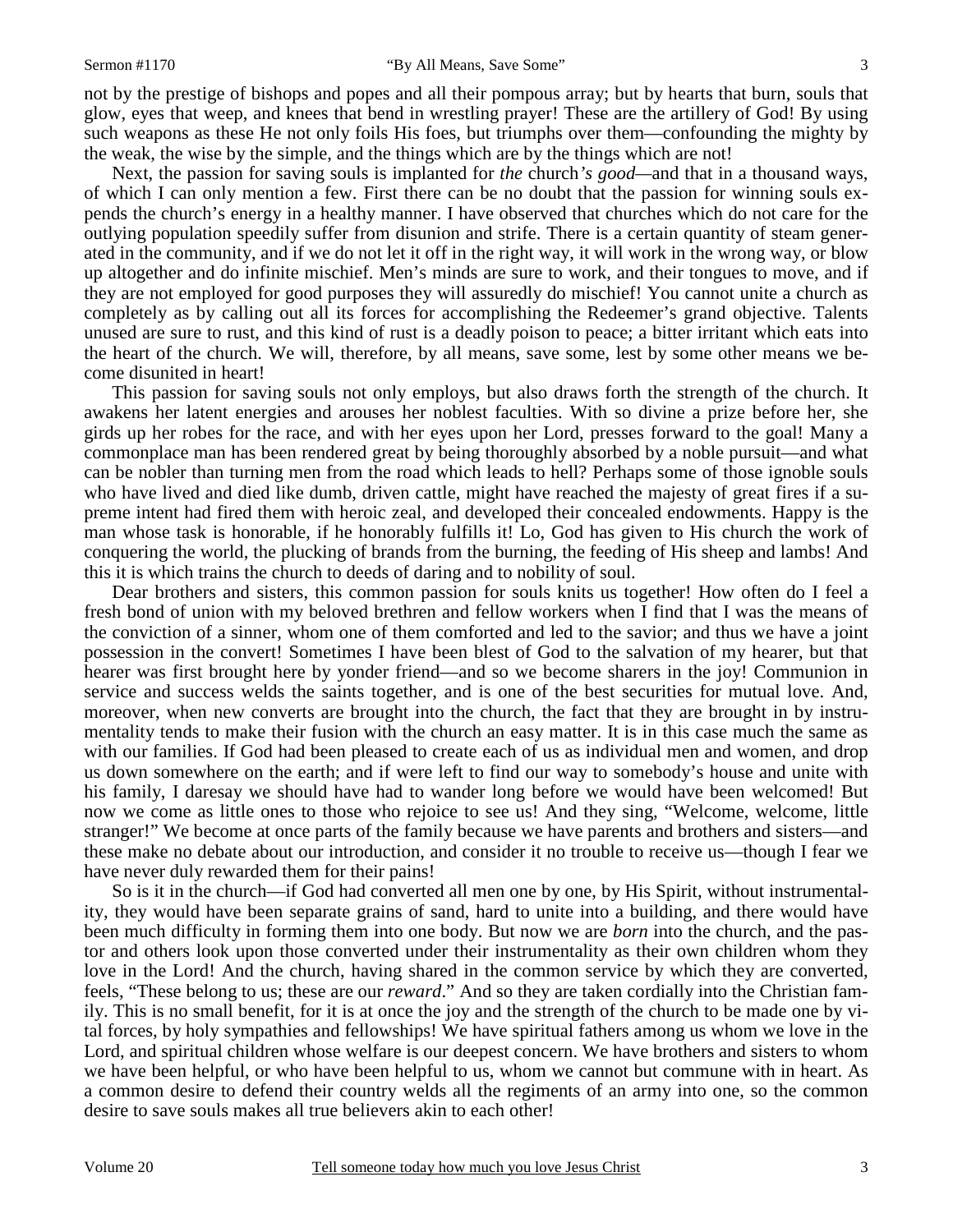not by the prestige of bishops and popes and all their pompous array; but by hearts that burn, souls that glow, eyes that weep, and knees that bend in wrestling prayer! These are the artillery of God! By using such weapons as these He not only foils His foes, but triumphs over them—confounding the mighty by the weak, the wise by the simple, and the things which are by the things which are not!

Next, the passion for saving souls is implanted for *the* church*'s good*—and that in a thousand ways, of which I can only mention a few. First there can be no doubt that the passion for winning souls expends the church's energy in a healthy manner. I have observed that churches which do not care for the outlying population speedily suffer from disunion and strife. There is a certain quantity of steam generated in the community, and if we do not let it off in the right way, it will work in the wrong way, or blow up altogether and do infinite mischief. Men's minds are sure to work, and their tongues to move, and if they are not employed for good purposes they will assuredly do mischief! You cannot unite a church as completely as by calling out all its forces for accomplishing the Redeemer's grand objective. Talents unused are sure to rust, and this kind of rust is a deadly poison to peace; a bitter irritant which eats into the heart of the church. We will, therefore, by all means, save some, lest by some other means we become disunited in heart!

This passion for saving souls not only employs, but also draws forth the strength of the church. It awakens her latent energies and arouses her noblest faculties. With so divine a prize before her, she girds up her robes for the race, and with her eyes upon her Lord, presses forward to the goal! Many a commonplace man has been rendered great by being thoroughly absorbed by a noble pursuit—and what can be nobler than turning men from the road which leads to hell? Perhaps some of those ignoble souls who have lived and died like dumb, driven cattle, might have reached the majesty of great fires if a supreme intent had fired them with heroic zeal, and developed their concealed endowments. Happy is the man whose task is honorable, if he honorably fulfills it! Lo, God has given to His church the work of conquering the world, the plucking of brands from the burning, the feeding of His sheep and lambs! And this it is which trains the church to deeds of daring and to nobility of soul.

Dear brothers and sisters, this common passion for souls knits us together! How often do I feel a fresh bond of union with my beloved brethren and fellow workers when I find that I was the means of the conviction of a sinner, whom one of them comforted and led to the savior; and thus we have a joint possession in the convert! Sometimes I have been blest of God to the salvation of my hearer, but that hearer was first brought here by yonder friend—and so we become sharers in the joy! Communion in service and success welds the saints together, and is one of the best securities for mutual love. And, moreover, when new converts are brought into the church, the fact that they are brought in by instrumentality tends to make their fusion with the church an easy matter. It is in this case much the same as with our families. If God had been pleased to create each of us as individual men and women, and drop us down somewhere on the earth; and if were left to find our way to somebody's house and unite with his family, I daresay we should have had to wander long before we would have been welcomed! But now we come as little ones to those who rejoice to see us! And they sing, "Welcome, welcome, little stranger!" We become at once parts of the family because we have parents and brothers and sisters—and these make no debate about our introduction, and consider it no trouble to receive us—though I fear we have never duly rewarded them for their pains!

So is it in the church—if God had converted all men one by one, by His Spirit, without instrumentality, they would have been separate grains of sand, hard to unite into a building, and there would have been much difficulty in forming them into one body. But now we are *born* into the church, and the pastor and others look upon those converted under their instrumentality as their own children whom they love in the Lord! And the church, having shared in the common service by which they are converted, feels, "These belong to us; these are our *reward*." And so they are taken cordially into the Christian family. This is no small benefit, for it is at once the joy and the strength of the church to be made one by vital forces, by holy sympathies and fellowships! We have spiritual fathers among us whom we love in the Lord, and spiritual children whose welfare is our deepest concern. We have brothers and sisters to whom we have been helpful, or who have been helpful to us, whom we cannot but commune with in heart. As a common desire to defend their country welds all the regiments of an army into one, so the common desire to save souls makes all true believers akin to each other!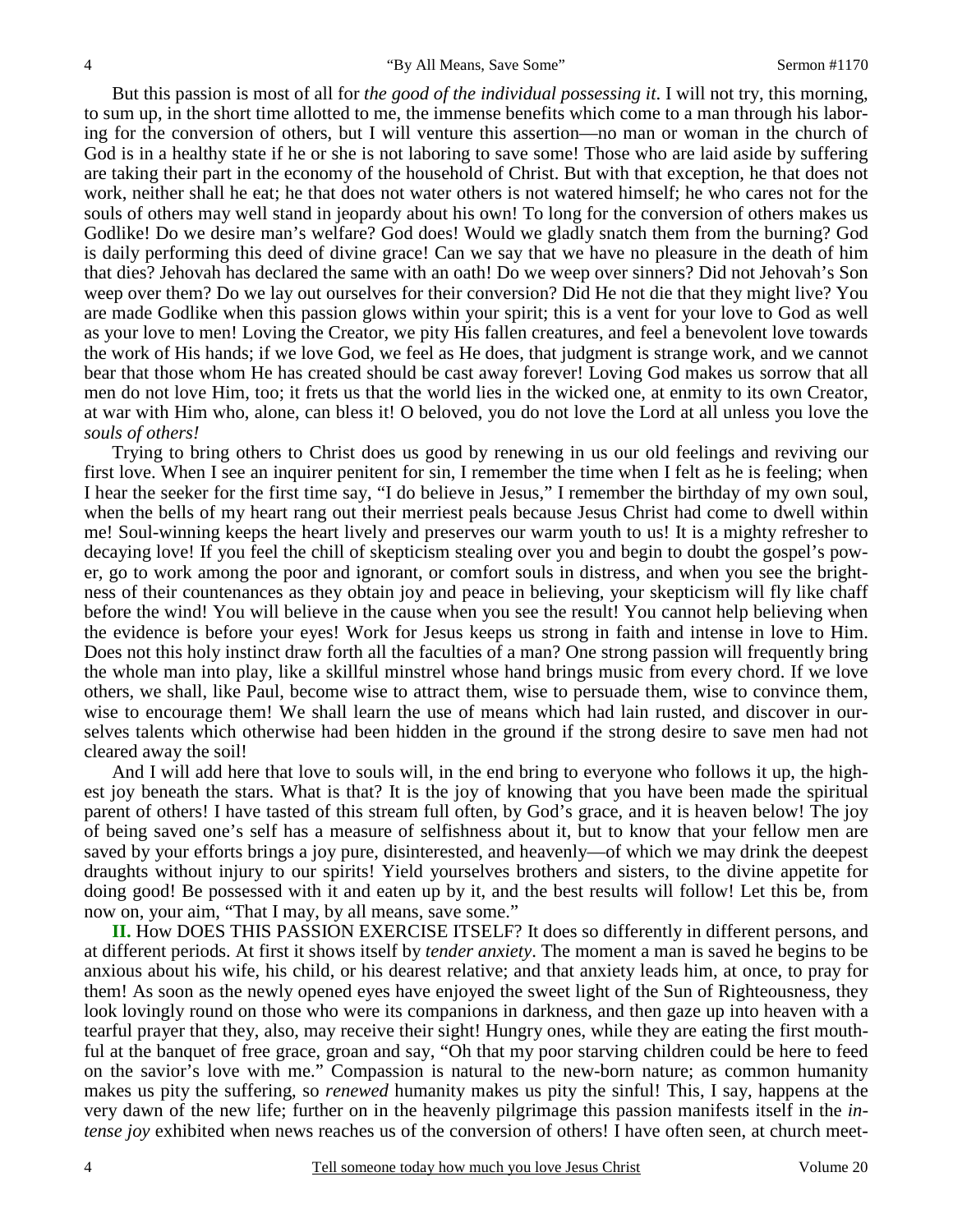But this passion is most of all for *the good of the individual possessing it*. I will not try, this morning, to sum up, in the short time allotted to me, the immense benefits which come to a man through his laboring for the conversion of others, but I will venture this assertion—no man or woman in the church of God is in a healthy state if he or she is not laboring to save some! Those who are laid aside by suffering are taking their part in the economy of the household of Christ. But with that exception, he that does not work, neither shall he eat; he that does not water others is not watered himself; he who cares not for the souls of others may well stand in jeopardy about his own! To long for the conversion of others makes us Godlike! Do we desire man's welfare? God does! Would we gladly snatch them from the burning? God is daily performing this deed of divine grace! Can we say that we have no pleasure in the death of him that dies? Jehovah has declared the same with an oath! Do we weep over sinners? Did not Jehovah's Son weep over them? Do we lay out ourselves for their conversion? Did He not die that they might live? You are made Godlike when this passion glows within your spirit; this is a vent for your love to God as well as your love to men! Loving the Creator, we pity His fallen creatures, and feel a benevolent love towards the work of His hands; if we love God, we feel as He does, that judgment is strange work, and we cannot bear that those whom He has created should be cast away forever! Loving God makes us sorrow that all men do not love Him, too; it frets us that the world lies in the wicked one, at enmity to its own Creator, at war with Him who, alone, can bless it! O beloved, you do not love the Lord at all unless you love the *souls of others!*

Trying to bring others to Christ does us good by renewing in us our old feelings and reviving our first love. When I see an inquirer penitent for sin, I remember the time when I felt as he is feeling; when I hear the seeker for the first time say, "I do believe in Jesus," I remember the birthday of my own soul, when the bells of my heart rang out their merriest peals because Jesus Christ had come to dwell within me! Soul-winning keeps the heart lively and preserves our warm youth to us! It is a mighty refresher to decaying love! If you feel the chill of skepticism stealing over you and begin to doubt the gospel's power, go to work among the poor and ignorant, or comfort souls in distress, and when you see the brightness of their countenances as they obtain joy and peace in believing, your skepticism will fly like chaff before the wind! You will believe in the cause when you see the result! You cannot help believing when the evidence is before your eyes! Work for Jesus keeps us strong in faith and intense in love to Him. Does not this holy instinct draw forth all the faculties of a man? One strong passion will frequently bring the whole man into play, like a skillful minstrel whose hand brings music from every chord. If we love others, we shall, like Paul, become wise to attract them, wise to persuade them, wise to convince them, wise to encourage them! We shall learn the use of means which had lain rusted, and discover in ourselves talents which otherwise had been hidden in the ground if the strong desire to save men had not cleared away the soil!

And I will add here that love to souls will, in the end bring to everyone who follows it up, the highest joy beneath the stars. What is that? It is the joy of knowing that you have been made the spiritual parent of others! I have tasted of this stream full often, by God's grace, and it is heaven below! The joy of being saved one's self has a measure of selfishness about it, but to know that your fellow men are saved by your efforts brings a joy pure, disinterested, and heavenly—of which we may drink the deepest draughts without injury to our spirits! Yield yourselves brothers and sisters, to the divine appetite for doing good! Be possessed with it and eaten up by it, and the best results will follow! Let this be, from now on, your aim, "That I may, by all means, save some."

**II.** How DOES THIS PASSION EXERCISE ITSELF? It does so differently in different persons, and at different periods. At first it shows itself by *tender anxiety*. The moment a man is saved he begins to be anxious about his wife, his child, or his dearest relative; and that anxiety leads him, at once, to pray for them! As soon as the newly opened eyes have enjoyed the sweet light of the Sun of Righteousness, they look lovingly round on those who were its companions in darkness, and then gaze up into heaven with a tearful prayer that they, also, may receive their sight! Hungry ones, while they are eating the first mouthful at the banquet of free grace, groan and say, "Oh that my poor starving children could be here to feed on the savior's love with me." Compassion is natural to the new-born nature; as common humanity makes us pity the suffering, so *renewed* humanity makes us pity the sinful! This, I say, happens at the very dawn of the new life; further on in the heavenly pilgrimage this passion manifests itself in the *intense joy* exhibited when news reaches us of the conversion of others! I have often seen, at church meet-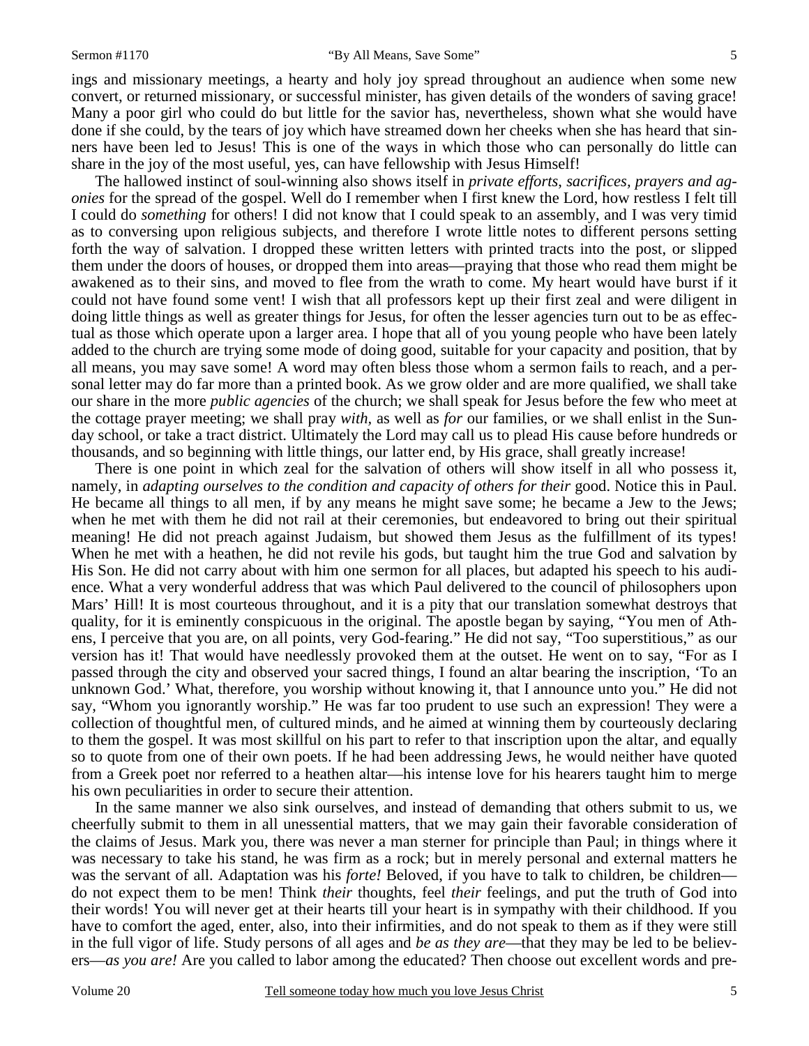ings and missionary meetings, a hearty and holy joy spread throughout an audience when some new convert, or returned missionary, or successful minister, has given details of the wonders of saving grace! Many a poor girl who could do but little for the savior has, nevertheless, shown what she would have done if she could, by the tears of joy which have streamed down her cheeks when she has heard that sinners have been led to Jesus! This is one of the ways in which those who can personally do little can share in the joy of the most useful, yes, can have fellowship with Jesus Himself!

The hallowed instinct of soul-winning also shows itself in *private efforts, sacrifices, prayers and agonies* for the spread of the gospel. Well do I remember when I first knew the Lord, how restless I felt till I could do *something* for others! I did not know that I could speak to an assembly, and I was very timid as to conversing upon religious subjects, and therefore I wrote little notes to different persons setting forth the way of salvation. I dropped these written letters with printed tracts into the post, or slipped them under the doors of houses, or dropped them into areas—praying that those who read them might be awakened as to their sins, and moved to flee from the wrath to come. My heart would have burst if it could not have found some vent! I wish that all professors kept up their first zeal and were diligent in doing little things as well as greater things for Jesus, for often the lesser agencies turn out to be as effectual as those which operate upon a larger area. I hope that all of you young people who have been lately added to the church are trying some mode of doing good, suitable for your capacity and position, that by all means, you may save some! A word may often bless those whom a sermon fails to reach, and a personal letter may do far more than a printed book. As we grow older and are more qualified, we shall take our share in the more *public agencies* of the church; we shall speak for Jesus before the few who meet at the cottage prayer meeting; we shall pray *with,* as well as *for* our families, or we shall enlist in the Sunday school, or take a tract district. Ultimately the Lord may call us to plead His cause before hundreds or thousands, and so beginning with little things, our latter end, by His grace, shall greatly increase!

There is one point in which zeal for the salvation of others will show itself in all who possess it, namely, in *adapting ourselves to the condition and capacity of others for their* good. Notice this in Paul. He became all things to all men, if by any means he might save some; he became a Jew to the Jews; when he met with them he did not rail at their ceremonies, but endeavored to bring out their spiritual meaning! He did not preach against Judaism, but showed them Jesus as the fulfillment of its types! When he met with a heathen, he did not revile his gods, but taught him the true God and salvation by His Son. He did not carry about with him one sermon for all places, but adapted his speech to his audience. What a very wonderful address that was which Paul delivered to the council of philosophers upon Mars' Hill! It is most courteous throughout, and it is a pity that our translation somewhat destroys that quality, for it is eminently conspicuous in the original. The apostle began by saying, "You men of Athens, I perceive that you are, on all points, very God-fearing." He did not say, "Too superstitious," as our version has it! That would have needlessly provoked them at the outset. He went on to say, "For as I passed through the city and observed your sacred things, I found an altar bearing the inscription, 'To an unknown God.' What, therefore, you worship without knowing it, that I announce unto you." He did not say, "Whom you ignorantly worship." He was far too prudent to use such an expression! They were a collection of thoughtful men, of cultured minds, and he aimed at winning them by courteously declaring to them the gospel. It was most skillful on his part to refer to that inscription upon the altar, and equally so to quote from one of their own poets. If he had been addressing Jews, he would neither have quoted from a Greek poet nor referred to a heathen altar—his intense love for his hearers taught him to merge his own peculiarities in order to secure their attention.

In the same manner we also sink ourselves, and instead of demanding that others submit to us, we cheerfully submit to them in all unessential matters, that we may gain their favorable consideration of the claims of Jesus. Mark you, there was never a man sterner for principle than Paul; in things where it was necessary to take his stand, he was firm as a rock; but in merely personal and external matters he was the servant of all. Adaptation was his *forte!* Beloved, if you have to talk to children, be children—do not expect them to be men! Think *their* thoughts, feel *their* feelings, and put the truth of God into their words! You will never get at their hearts till your heart is in sympathy with their childhood. If you have to comfort the aged, enter, also, into their infirmities, and do not speak to them as if they were still in the full vigor of life. Study persons of all ages and *be as they are*—that they may be led to be believers—*as you are!* Are you called to labor among the educated? Then choose out excellent words and pre-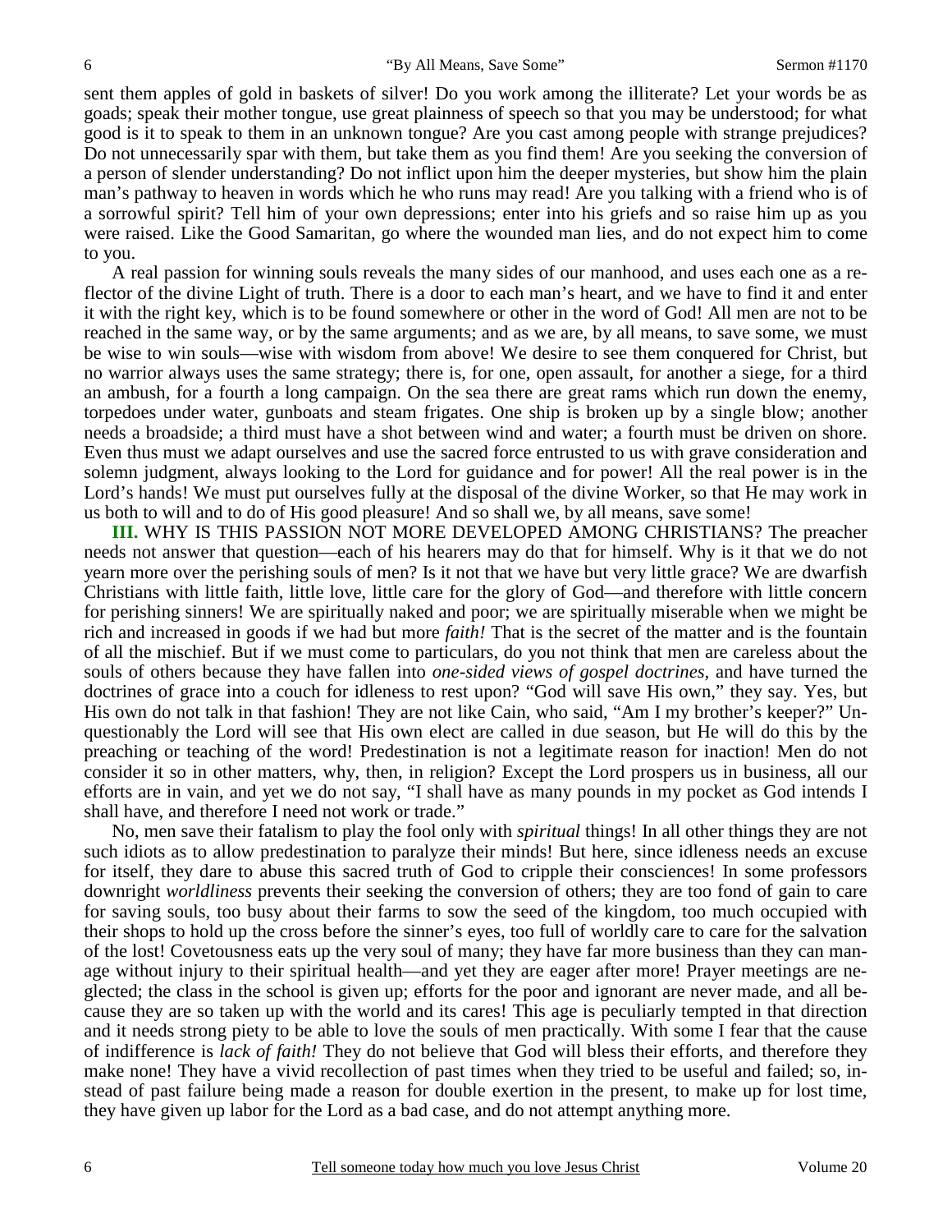sent them apples of gold in baskets of silver! Do you work among the illiterate? Let your words be as goads; speak their mother tongue, use great plainness of speech so that you may be understood; for what good is it to speak to them in an unknown tongue? Are you cast among people with strange prejudices? Do not unnecessarily spar with them, but take them as you find them! Are you seeking the conversion of a person of slender understanding? Do not inflict upon him the deeper mysteries, but show him the plain man's pathway to heaven in words which he who runs may read! Are you talking with a friend who is of a sorrowful spirit? Tell him of your own depressions; enter into his griefs and so raise him up as you were raised. Like the Good Samaritan, go where the wounded man lies, and do not expect him to come to you.

A real passion for winning souls reveals the many sides of our manhood, and uses each one as a reflector of the divine Light of truth. There is a door to each man's heart, and we have to find it and enter it with the right key, which is to be found somewhere or other in the word of God! All men are not to be reached in the same way, or by the same arguments; and as we are, by all means, to save some, we must be wise to win souls—wise with wisdom from above! We desire to see them conquered for Christ, but no warrior always uses the same strategy; there is, for one, open assault, for another a siege, for a third an ambush, for a fourth a long campaign. On the sea there are great rams which run down the enemy, torpedoes under water, gunboats and steam frigates. One ship is broken up by a single blow; another needs a broadside; a third must have a shot between wind and water; a fourth must be driven on shore. Even thus must we adapt ourselves and use the sacred force entrusted to us with grave consideration and solemn judgment, always looking to the Lord for guidance and for power! All the real power is in the Lord's hands! We must put ourselves fully at the disposal of the divine Worker, so that He may work in us both to will and to do of His good pleasure! And so shall we, by all means, save some!

**III.** WHY IS THIS PASSION NOT MORE DEVELOPED AMONG CHRISTIANS? The preacher needs not answer that question—each of his hearers may do that for himself. Why is it that we do not yearn more over the perishing souls of men? Is it not that we have but very little grace? We are dwarfish Christians with little faith, little love, little care for the glory of God—and therefore with little concern for perishing sinners! We are spiritually naked and poor; we are spiritually miserable when we might be rich and increased in goods if we had but more *faith!* That is the secret of the matter and is the fountain of all the mischief. But if we must come to particulars, do you not think that men are careless about the souls of others because they have fallen into *one-sided views of gospel doctrines,* and have turned the doctrines of grace into a couch for idleness to rest upon? "God will save His own," they say. Yes, but His own do not talk in that fashion! They are not like Cain, who said, "Am I my brother's keeper?" Unquestionably the Lord will see that His own elect are called in due season, but He will do this by the preaching or teaching of the word! Predestination is not a legitimate reason for inaction! Men do not consider it so in other matters, why, then, in religion? Except the Lord prospers us in business, all our efforts are in vain, and yet we do not say, "I shall have as many pounds in my pocket as God intends I shall have, and therefore I need not work or trade."

No, men save their fatalism to play the fool only with *spiritual* things! In all other things they are not such idiots as to allow predestination to paralyze their minds! But here, since idleness needs an excuse for itself, they dare to abuse this sacred truth of God to cripple their consciences! In some professors downright *worldliness* prevents their seeking the conversion of others; they are too fond of gain to care for saving souls, too busy about their farms to sow the seed of the kingdom, too much occupied with their shops to hold up the cross before the sinner's eyes, too full of worldly care to care for the salvation of the lost! Covetousness eats up the very soul of many; they have far more business than they can manage without injury to their spiritual health—and yet they are eager after more! Prayer meetings are neglected; the class in the school is given up; efforts for the poor and ignorant are never made, and all because they are so taken up with the world and its cares! This age is peculiarly tempted in that direction and it needs strong piety to be able to love the souls of men practically. With some I fear that the cause of indifference is *lack of faith!* They do not believe that God will bless their efforts, and therefore they make none! They have a vivid recollection of past times when they tried to be useful and failed; so, instead of past failure being made a reason for double exertion in the present, to make up for lost time, they have given up labor for the Lord as a bad case, and do not attempt anything more.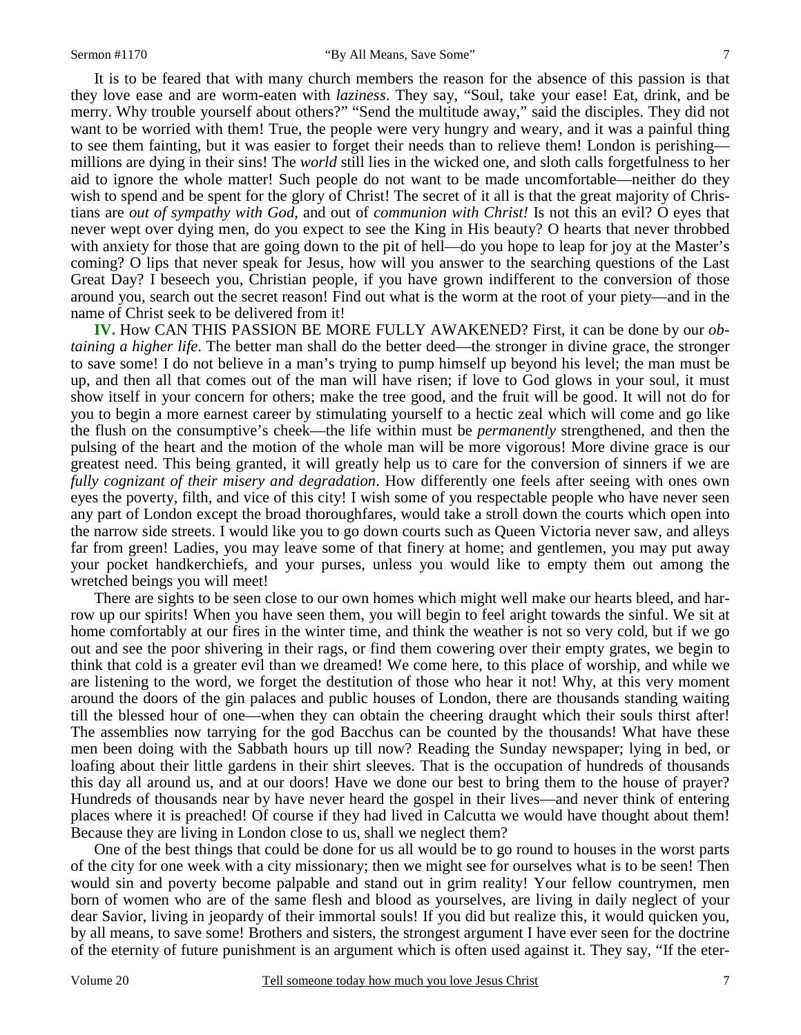It is to be feared that with many church members the reason for the absence of this passion is that they love ease and are worm-eaten with *laziness*. They say, "Soul, take your ease! Eat, drink, and be merry. Why trouble yourself about others?" "Send the multitude away," said the disciples. They did not want to be worried with them! True, the people were very hungry and weary, and it was a painful thing to see them fainting, but it was easier to forget their needs than to relieve them! London is perishing—millions are dying in their sins! The *world* still lies in the wicked one, and sloth calls forgetfulness to her aid to ignore the whole matter! Such people do not want to be made uncomfortable—neither do they wish to spend and be spent for the glory of Christ! The secret of it all is that the great majority of Christians are *out of sympathy with God*, and out of *communion with Christ!* Is not this an evil? O eyes that never wept over dying men, do you expect to see the King in His beauty? O hearts that never throbbed with anxiety for those that are going down to the pit of hell—do you hope to leap for joy at the Master's coming? O lips that never speak for Jesus, how will you answer to the searching questions of the Last Great Day? I beseech you, Christian people, if you have grown indifferent to the conversion of those around you, search out the secret reason! Find out what is the worm at the root of your piety—and in the name of Christ seek to be delivered from it!

**IV.** How CAN THIS PASSION BE MORE FULLY AWAKENED? First, it can be done by our *obtaining a higher life*. The better man shall do the better deed—the stronger in divine grace, the stronger to save some! I do not believe in a man's trying to pump himself up beyond his level; the man must be up, and then all that comes out of the man will have risen; if love to God glows in your soul, it must show itself in your concern for others; make the tree good, and the fruit will be good. It will not do for you to begin a more earnest career by stimulating yourself to a hectic zeal which will come and go like the flush on the consumptive's cheek—the life within must be *permanently* strengthened, and then the pulsing of the heart and the motion of the whole man will be more vigorous! More divine grace is our greatest need. This being granted, it will greatly help us to care for the conversion of sinners if we are *fully cognizant of their misery and degradation*. How differently one feels after seeing with ones own eyes the poverty, filth, and vice of this city! I wish some of you respectable people who have never seen any part of London except the broad thoroughfares, would take a stroll down the courts which open into the narrow side streets. I would like you to go down courts such as Queen Victoria never saw, and alleys far from green! Ladies, you may leave some of that finery at home; and gentlemen, you may put away your pocket handkerchiefs, and your purses, unless you would like to empty them out among the wretched beings you will meet!

There are sights to be seen close to our own homes which might well make our hearts bleed, and harrow up our spirits! When you have seen them, you will begin to feel aright towards the sinful. We sit at home comfortably at our fires in the winter time, and think the weather is not so very cold, but if we go out and see the poor shivering in their rags, or find them cowering over their empty grates, we begin to think that cold is a greater evil than we dreamed! We come here, to this place of worship, and while we are listening to the word, we forget the destitution of those who hear it not! Why, at this very moment around the doors of the gin palaces and public houses of London, there are thousands standing waiting till the blessed hour of one—when they can obtain the cheering draught which their souls thirst after! The assemblies now tarrying for the god Bacchus can be counted by the thousands! What have these men been doing with the Sabbath hours up till now? Reading the Sunday newspaper; lying in bed, or loafing about their little gardens in their shirt sleeves. That is the occupation of hundreds of thousands this day all around us, and at our doors! Have we done our best to bring them to the house of prayer? Hundreds of thousands near by have never heard the gospel in their lives—and never think of entering places where it is preached! Of course if they had lived in Calcutta we would have thought about them! Because they are living in London close to us, shall we neglect them?

One of the best things that could be done for us all would be to go round to houses in the worst parts of the city for one week with a city missionary; then we might see for ourselves what is to be seen! Then would sin and poverty become palpable and stand out in grim reality! Your fellow countrymen, men born of women who are of the same flesh and blood as yourselves, are living in daily neglect of your dear Savior, living in jeopardy of their immortal souls! If you did but realize this, it would quicken you, by all means, to save some! Brothers and sisters, the strongest argument I have ever seen for the doctrine of the eternity of future punishment is an argument which is often used against it. They say, "If the eter-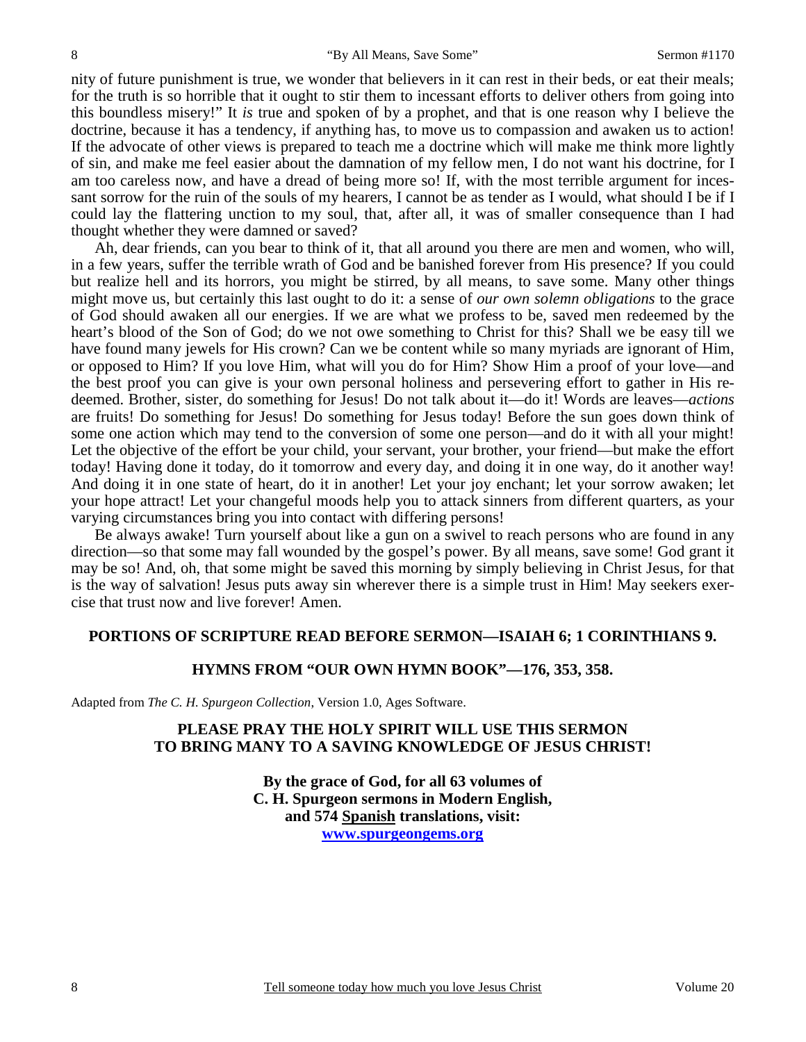nity of future punishment is true, we wonder that believers in it can rest in their beds, or eat their meals; for the truth is so horrible that it ought to stir them to incessant efforts to deliver others from going into this boundless misery!" It *is* true and spoken of by a prophet, and that is one reason why I believe the doctrine, because it has a tendency, if anything has, to move us to compassion and awaken us to action! If the advocate of other views is prepared to teach me a doctrine which will make me think more lightly of sin, and make me feel easier about the damnation of my fellow men, I do not want his doctrine, for I am too careless now, and have a dread of being more so! If, with the most terrible argument for incessant sorrow for the ruin of the souls of my hearers, I cannot be as tender as I would, what should I be if I could lay the flattering unction to my soul, that, after all, it was of smaller consequence than I had thought whether they were damned or saved?

Ah, dear friends, can you bear to think of it, that all around you there are men and women, who will, in a few years, suffer the terrible wrath of God and be banished forever from His presence? If you could but realize hell and its horrors, you might be stirred, by all means, to save some. Many other things might move us, but certainly this last ought to do it: a sense of *our own solemn obligations* to the grace of God should awaken all our energies. If we are what we profess to be, saved men redeemed by the heart's blood of the Son of God; do we not owe something to Christ for this? Shall we be easy till we have found many jewels for His crown? Can we be content while so many myriads are ignorant of Him, or opposed to Him? If you love Him, what will you do for Him? Show Him a proof of your love—and the best proof you can give is your own personal holiness and persevering effort to gather in His redeemed. Brother, sister, do something for Jesus! Do not talk about it—do it! Words are leaves—*actions* are fruits! Do something for Jesus! Do something for Jesus today! Before the sun goes down think of some one action which may tend to the conversion of some one person—and do it with all your might! Let the objective of the effort be your child, your servant, your brother, your friend—but make the effort today! Having done it today, do it tomorrow and every day, and doing it in one way, do it another way! And doing it in one state of heart, do it in another! Let your joy enchant; let your sorrow awaken; let your hope attract! Let your changeful moods help you to attack sinners from different quarters, as your varying circumstances bring you into contact with differing persons!

Be always awake! Turn yourself about like a gun on a swivel to reach persons who are found in any direction—so that some may fall wounded by the gospel's power. By all means, save some! God grant it may be so! And, oh, that some might be saved this morning by simply believing in Christ Jesus, for that is the way of salvation! Jesus puts away sin wherever there is a simple trust in Him! May seekers exercise that trust now and live forever! Amen.

**PORTIONS OF SCRIPTURE READ BEFORE SERMON—ISAIAH 6; 1 CORINTHIANS 9.**

**HYMNS FROM "OUR OWN HYMN BOOK"—176, 353, 358.**

Adapted from *The C. H. Spurgeon Collection*, Version 1.0, Ages Software.

**PLEASE PRAY THE HOLY SPIRIT WILL USE THIS SERMON TO BRING MANY TO A SAVING KNOWLEDGE OF JESUS CHRIST!**

**By the grace of God, for all 63 volumes of C. H. Spurgeon sermons in Modern English, and 574 Spanish translations, visit: www.spurgeongems.org**